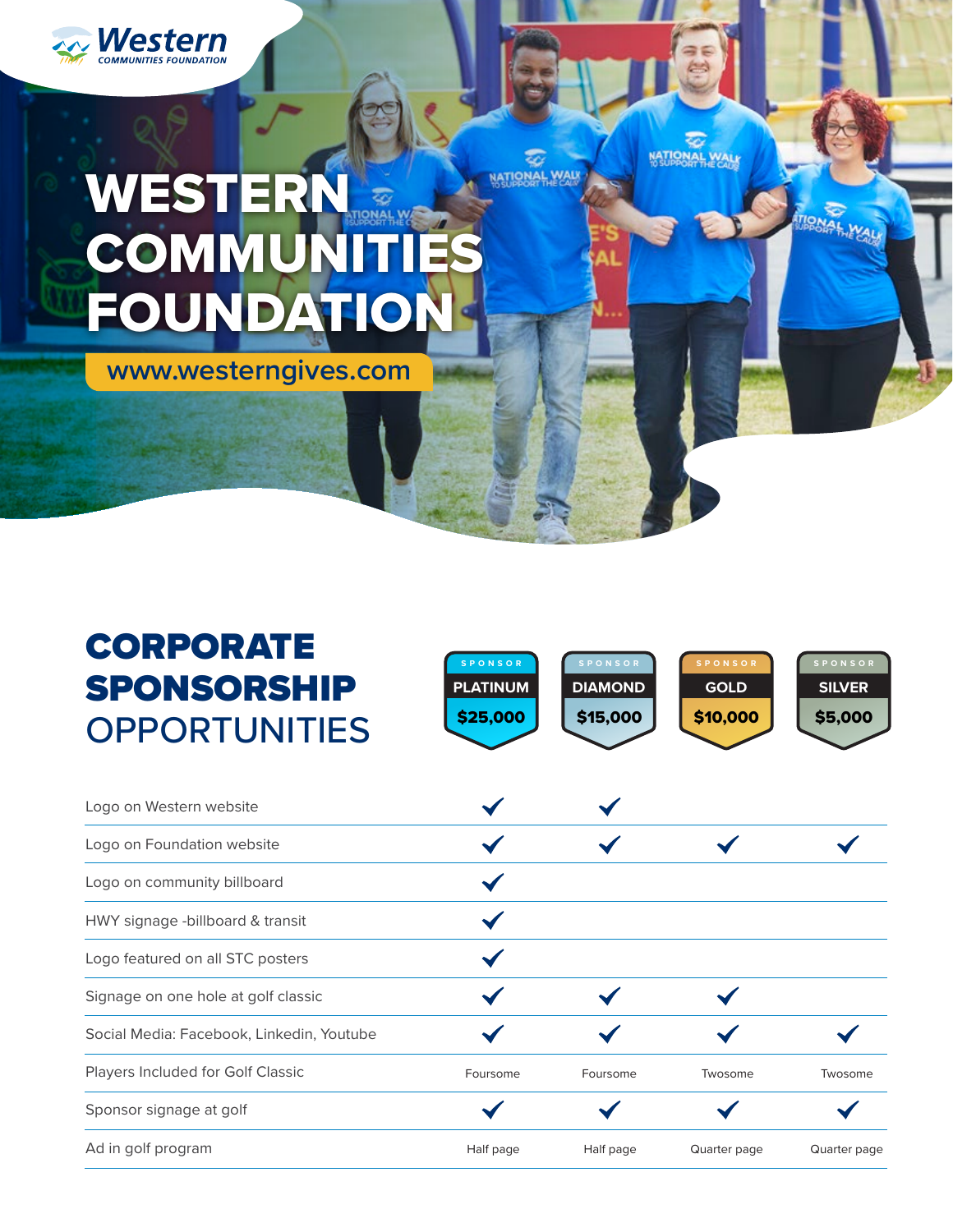Western COMMUNITIES FOUNDATION

# WESTERN COMMUNITIES FOUNDATION

www.westerngives.com

## CORPORATE SPONSORSHIP OPPORTUNITIES

| | SPONSOR PLATINUM $25,000 | SPONSOR DIAMOND $15,000 | SPONSOR GOLD $10,000 | SPONSOR SILVER $5,000 |
|---|---|---|---|---|
| Logo on Western website | ✓ | ✓ | | |
| Logo on Foundation website | ✓ | ✓ | ✓ | ✓ |
| Logo on community billboard | ✓ | | | |
| HWY signage -billboard & transit | ✓ | | | |
| Logo featured on all STC posters | ✓ | | | |
| Signage on one hole at golf classic | ✓ | ✓ | ✓ | |
| Social Media: Facebook, Linkedin, Youtube | ✓ | ✓ | ✓ | ✓ |
| Players Included for Golf Classic | Foursome | Foursome | Twosome | Twosome |
| Sponsor signage at golf | ✓ | ✓ | ✓ | ✓ |
| Ad in golf program | Half page | Half page | Quarter page | Quarter page |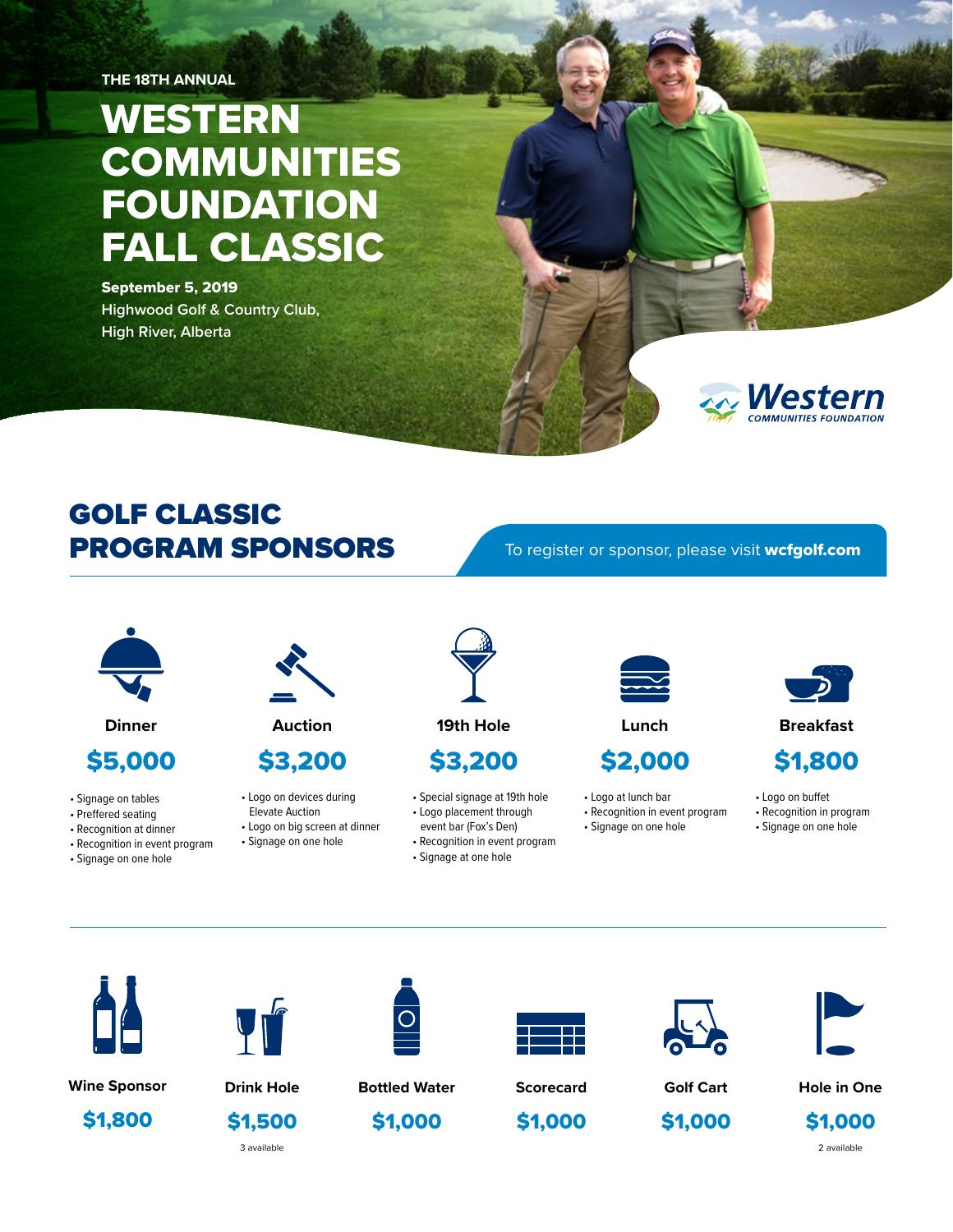THE 18TH ANNUAL

# WESTERN COMMUNITIES FOUNDATION FALL CLASSIC

**September 5, 2019**
Highwood Golf & Country Club,
High River, Alberta

Western COMMUNITIES FOUNDATION

## GOLF CLASSIC PROGRAM SPONSORS

To register or sponsor, please visit **wcfgolf.com**

### Dinner

**$5,000**

- Signage on tables
- Preffered seating
- Recognition at dinner
- Recognition in event program
- Signage on one hole

### Auction

**$3,200**

- Logo on devices during Elevate Auction
- Logo on big screen at dinner
- Signage on one hole

### 19th Hole

**$3,200**

- Special signage at 19th hole
- Logo placement through event bar (Fox's Den)
- Recognition in event program
- Signage at one hole

### Lunch

**$2,000**

- Logo at lunch bar
- Recognition in event program
- Signage on one hole

### Breakfast

**$1,800**

- Logo on buffet
- Recognition in program
- Signage on one hole

---

### Wine Sponsor

**$1,800**

### Drink Hole

**$1,500**

3 available

### Bottled Water

**$1,000**

### Scorecard

**$1,000**

### Golf Cart

**$1,000**

### Hole in One

**$1,000**

2 available